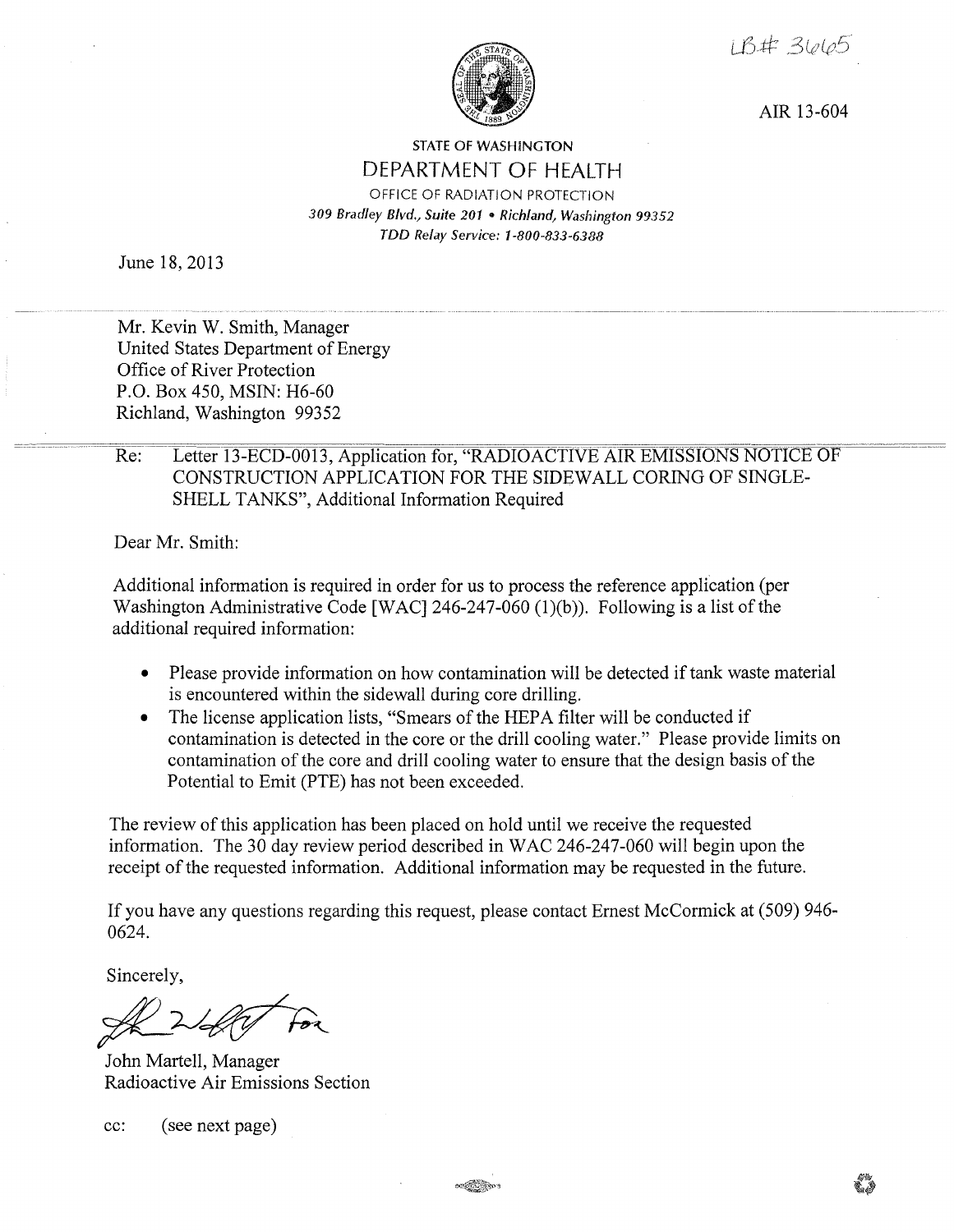LB# 3665

AIR 13-604

STATE OF WASHINGTON

# DEPARTMENT OF HEALTH

OFFICE OF RADIATION PROTECTION

*309 Bradley Blvd., Suite 201 • Richland, Washington 99352*

*TDD Relay Service: 1-800-833-6388*

June 18, 2013

Mr. Kevin W. Smith, Manager
United States Department of Energy
Office of River Protection
P.O. Box 450, MSIN: H6-60
Richland, Washington 99352

Re: Letter 13-ECD-0013, Application for, "RADIOACTIVE AIR EMISSIONS NOTICE OF CONSTRUCTION APPLICATION FOR THE SIDEWALL CORING OF SINGLE-SHELL TANKS", Additional Information Required

Dear Mr. Smith:

Additional information is required in order for us to process the reference application (per Washington Administrative Code [WAC] 246-247-060 (1)(b)). Following is a list of the additional required information:

- Please provide information on how contamination will be detected if tank waste material is encountered within the sidewall during core drilling.
- The license application lists, "Smears of the HEPA filter will be conducted if contamination is detected in the core or the drill cooling water." Please provide limits on contamination of the core and drill cooling water to ensure that the design basis of the Potential to Emit (PTE) has not been exceeded.

The review of this application has been placed on hold until we receive the requested information. The 30 day review period described in WAC 246-247-060 will begin upon the receipt of the requested information. Additional information may be requested in the future.

If you have any questions regarding this request, please contact Ernest McCormick at (509) 946-0624.

Sincerely,

for

John Martell, Manager
Radioactive Air Emissions Section

cc: (see next page)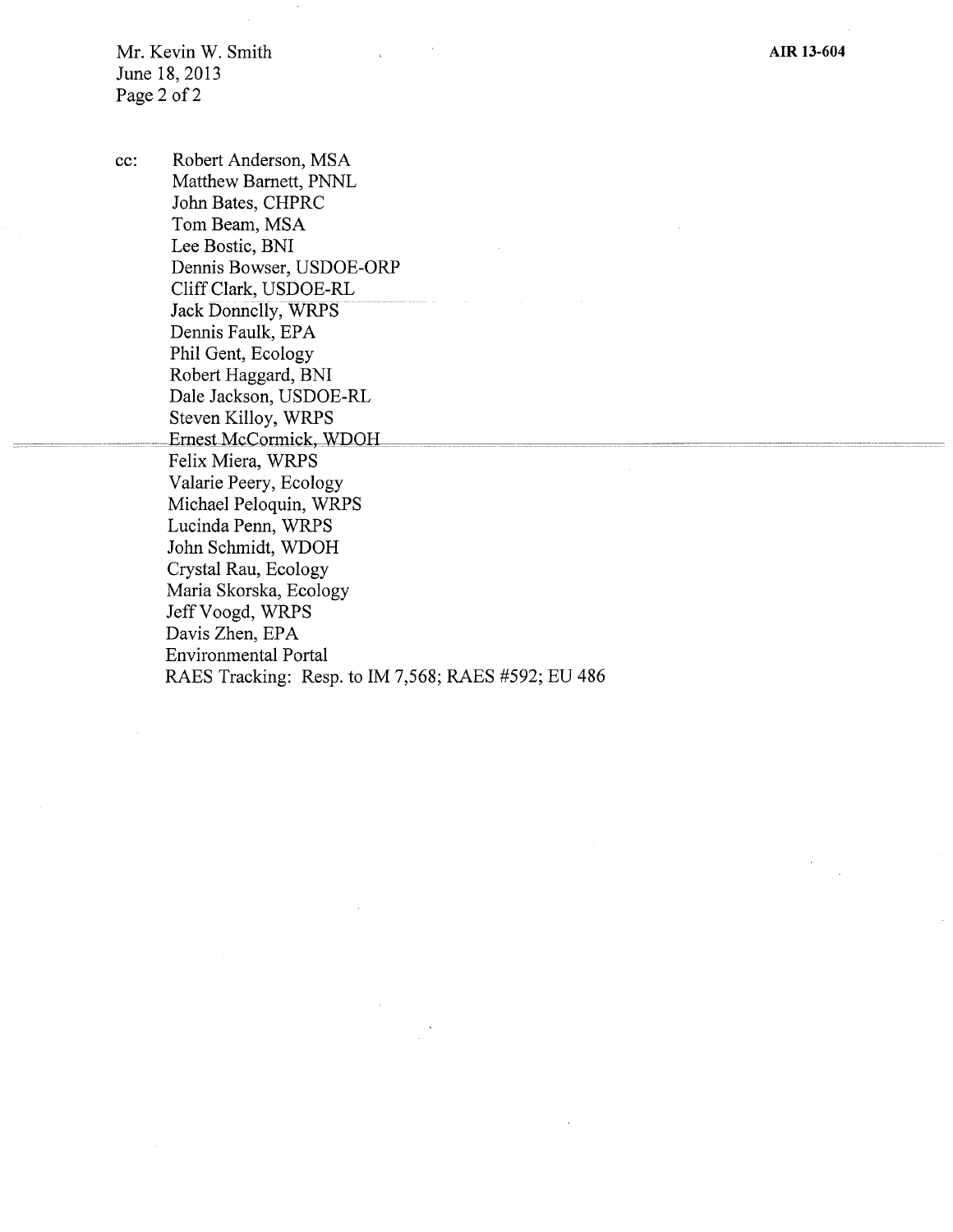cc: Robert Anderson, MSA
Matthew Barnett, PNNL
John Bates, CHPRC
Tom Beam, MSA
Lee Bostic, BNI
Dennis Bowser, USDOE-ORP
Cliff Clark, USDOE-RL
Jack Donnelly, WRPS
Dennis Faulk, EPA
Phil Gent, Ecology
Robert Haggard, BNI
Dale Jackson, USDOE-RL
Steven Killoy, WRPS
Ernest McCormick, WDOH
Felix Miera, WRPS
Valarie Peery, Ecology
Michael Peloquin, WRPS
Lucinda Penn, WRPS
John Schmidt, WDOH
Crystal Rau, Ecology
Maria Skorska, Ecology
Jeff Voogd, WRPS
Davis Zhen, EPA
Environmental Portal
RAES Tracking: Resp. to IM 7,568; RAES #592; EU 486